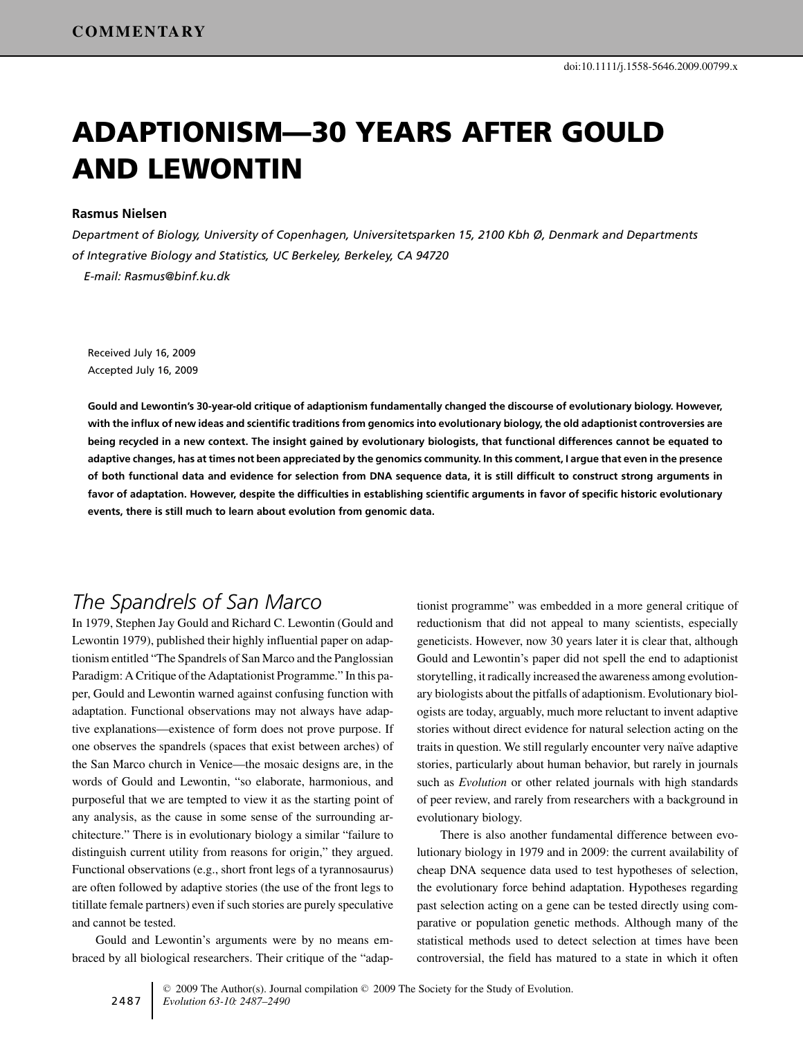COMMENTARY

doi:10.1111/j.1558-5646.2009.00799.x

# ADAPTIONISM—30 YEARS AFTER GOULD AND LEWONTIN

**Rasmus Nielsen**

*Department of Biology, University of Copenhagen, Universitetsparken 15, 2100 Kbh Ø, Denmark and Departments of Integrative Biology and Statistics, UC Berkeley, Berkeley, CA 94720*

*E-mail: Rasmus@binf.ku.dk*

Received July 16, 2009
Accepted July 16, 2009

**Gould and Lewontin's 30-year-old critique of adaptionism fundamentally changed the discourse of evolutionary biology. However, with the influx of new ideas and scientific traditions from genomics into evolutionary biology, the old adaptionist controversies are being recycled in a new context. The insight gained by evolutionary biologists, that functional differences cannot be equated to adaptive changes, has at times not been appreciated by the genomics community. In this comment, I argue that even in the presence of both functional data and evidence for selection from DNA sequence data, it is still difficult to construct strong arguments in favor of adaptation. However, despite the difficulties in establishing scientific arguments in favor of specific historic evolutionary events, there is still much to learn about evolution from genomic data.**

## *The Spandrels of San Marco*

In 1979, Stephen Jay Gould and Richard C. Lewontin (Gould and Lewontin 1979), published their highly influential paper on adaptionism entitled "The Spandrels of San Marco and the Panglossian Paradigm: A Critique of the Adaptationist Programme." In this paper, Gould and Lewontin warned against confusing function with adaptation. Functional observations may not always have adaptive explanations—existence of form does not prove purpose. If one observes the spandrels (spaces that exist between arches) of the San Marco church in Venice—the mosaic designs are, in the words of Gould and Lewontin, "so elaborate, harmonious, and purposeful that we are tempted to view it as the starting point of any analysis, as the cause in some sense of the surrounding architecture." There is in evolutionary biology a similar "failure to distinguish current utility from reasons for origin," they argued. Functional observations (e.g., short front legs of a tyrannosaurus) are often followed by adaptive stories (the use of the front legs to titillate female partners) even if such stories are purely speculative and cannot be tested.

Gould and Lewontin's arguments were by no means embraced by all biological researchers. Their critique of the "adaptionist programme" was embedded in a more general critique of reductionism that did not appeal to many scientists, especially geneticists. However, now 30 years later it is clear that, although Gould and Lewontin's paper did not spell the end to adaptionist storytelling, it radically increased the awareness among evolutionary biologists about the pitfalls of adaptionism. Evolutionary biologists are today, arguably, much more reluctant to invent adaptive stories without direct evidence for natural selection acting on the traits in question. We still regularly encounter very naïve adaptive stories, particularly about human behavior, but rarely in journals such as *Evolution* or other related journals with high standards of peer review, and rarely from researchers with a background in evolutionary biology.

There is also another fundamental difference between evolutionary biology in 1979 and in 2009: the current availability of cheap DNA sequence data used to test hypotheses of selection, the evolutionary force behind adaptation. Hypotheses regarding past selection acting on a gene can be tested directly using comparative or population genetic methods. Although many of the statistical methods used to detect selection at times have been controversial, the field has matured to a state in which it often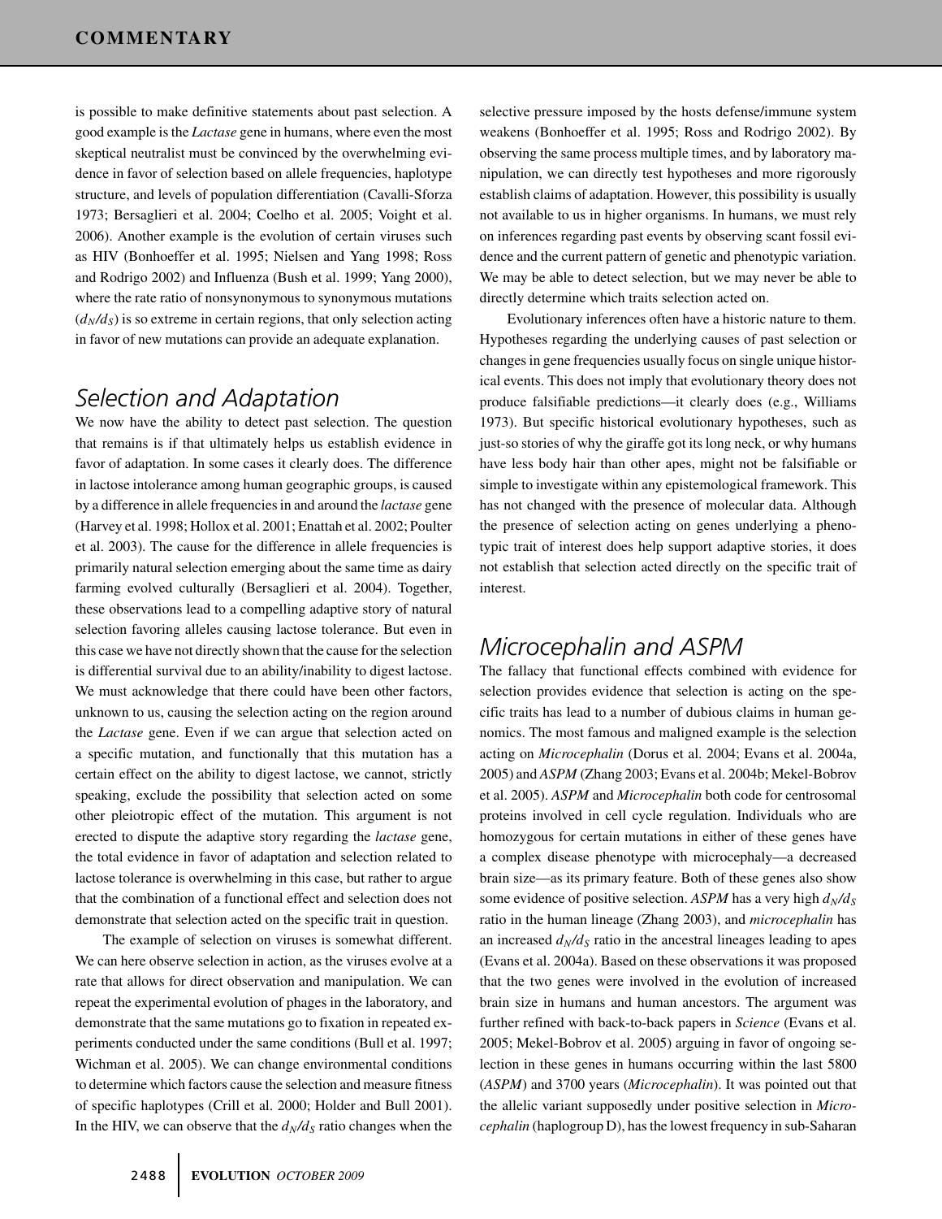is possible to make definitive statements about past selection. A good example is the *Lactase* gene in humans, where even the most skeptical neutralist must be convinced by the overwhelming evidence in favor of selection based on allele frequencies, haplotype structure, and levels of population differentiation (Cavalli-Sforza 1973; Bersaglieri et al. 2004; Coelho et al. 2005; Voight et al. 2006). Another example is the evolution of certain viruses such as HIV (Bonhoeffer et al. 1995; Nielsen and Yang 1998; Ross and Rodrigo 2002) and Influenza (Bush et al. 1999; Yang 2000), where the rate ratio of nonsynonymous to synonymous mutations ($d_N/d_S$) is so extreme in certain regions, that only selection acting in favor of new mutations can provide an adequate explanation.

## Selection and Adaptation

We now have the ability to detect past selection. The question that remains is if that ultimately helps us establish evidence in favor of adaptation. In some cases it clearly does. The difference in lactose intolerance among human geographic groups, is caused by a difference in allele frequencies in and around the *lactase* gene (Harvey et al. 1998; Hollox et al. 2001; Enattah et al. 2002; Poulter et al. 2003). The cause for the difference in allele frequencies is primarily natural selection emerging about the same time as dairy farming evolved culturally (Bersaglieri et al. 2004). Together, these observations lead to a compelling adaptive story of natural selection favoring alleles causing lactose tolerance. But even in this case we have not directly shown that the cause for the selection is differential survival due to an ability/inability to digest lactose. We must acknowledge that there could have been other factors, unknown to us, causing the selection acting on the region around the *Lactase* gene. Even if we can argue that selection acted on a specific mutation, and functionally that this mutation has a certain effect on the ability to digest lactose, we cannot, strictly speaking, exclude the possibility that selection acted on some other pleiotropic effect of the mutation. This argument is not erected to dispute the adaptive story regarding the *lactase* gene, the total evidence in favor of adaptation and selection related to lactose tolerance is overwhelming in this case, but rather to argue that the combination of a functional effect and selection does not demonstrate that selection acted on the specific trait in question.

The example of selection on viruses is somewhat different. We can here observe selection in action, as the viruses evolve at a rate that allows for direct observation and manipulation. We can repeat the experimental evolution of phages in the laboratory, and demonstrate that the same mutations go to fixation in repeated experiments conducted under the same conditions (Bull et al. 1997; Wichman et al. 2005). We can change environmental conditions to determine which factors cause the selection and measure fitness of specific haplotypes (Crill et al. 2000; Holder and Bull 2001). In the HIV, we can observe that the $d_N/d_S$ ratio changes when the selective pressure imposed by the hosts defense/immune system weakens (Bonhoeffer et al. 1995; Ross and Rodrigo 2002). By observing the same process multiple times, and by laboratory manipulation, we can directly test hypotheses and more rigorously establish claims of adaptation. However, this possibility is usually not available to us in higher organisms. In humans, we must rely on inferences regarding past events by observing scant fossil evidence and the current pattern of genetic and phenotypic variation. We may be able to detect selection, but we may never be able to directly determine which traits selection acted on.

Evolutionary inferences often have a historic nature to them. Hypotheses regarding the underlying causes of past selection or changes in gene frequencies usually focus on single unique historical events. This does not imply that evolutionary theory does not produce falsifiable predictions—it clearly does (e.g., Williams 1973). But specific historical evolutionary hypotheses, such as just-so stories of why the giraffe got its long neck, or why humans have less body hair than other apes, might not be falsifiable or simple to investigate within any epistemological framework. This has not changed with the presence of molecular data. Although the presence of selection acting on genes underlying a phenotypic trait of interest does help support adaptive stories, it does not establish that selection acted directly on the specific trait of interest.

## Microcephalin and ASPM

The fallacy that functional effects combined with evidence for selection provides evidence that selection is acting on the specific traits has lead to a number of dubious claims in human genomics. The most famous and maligned example is the selection acting on *Microcephalin* (Dorus et al. 2004; Evans et al. 2004a, 2005) and *ASPM* (Zhang 2003; Evans et al. 2004b; Mekel-Bobrov et al. 2005). *ASPM* and *Microcephalin* both code for centrosomal proteins involved in cell cycle regulation. Individuals who are homozygous for certain mutations in either of these genes have a complex disease phenotype with microcephaly—a decreased brain size—as its primary feature. Both of these genes also show some evidence of positive selection. *ASPM* has a very high $d_N/d_S$ ratio in the human lineage (Zhang 2003), and *microcephalin* has an increased $d_N/d_S$ ratio in the ancestral lineages leading to apes (Evans et al. 2004a). Based on these observations it was proposed that the two genes were involved in the evolution of increased brain size in humans and human ancestors. The argument was further refined with back-to-back papers in *Science* (Evans et al. 2005; Mekel-Bobrov et al. 2005) arguing in favor of ongoing selection in these genes in humans occurring within the last 5800 (*ASPM*) and 3700 years (*Microcephalin*). It was pointed out that the allelic variant supposedly under positive selection in *Microcephalin* (haplogroup D), has the lowest frequency in sub-Saharan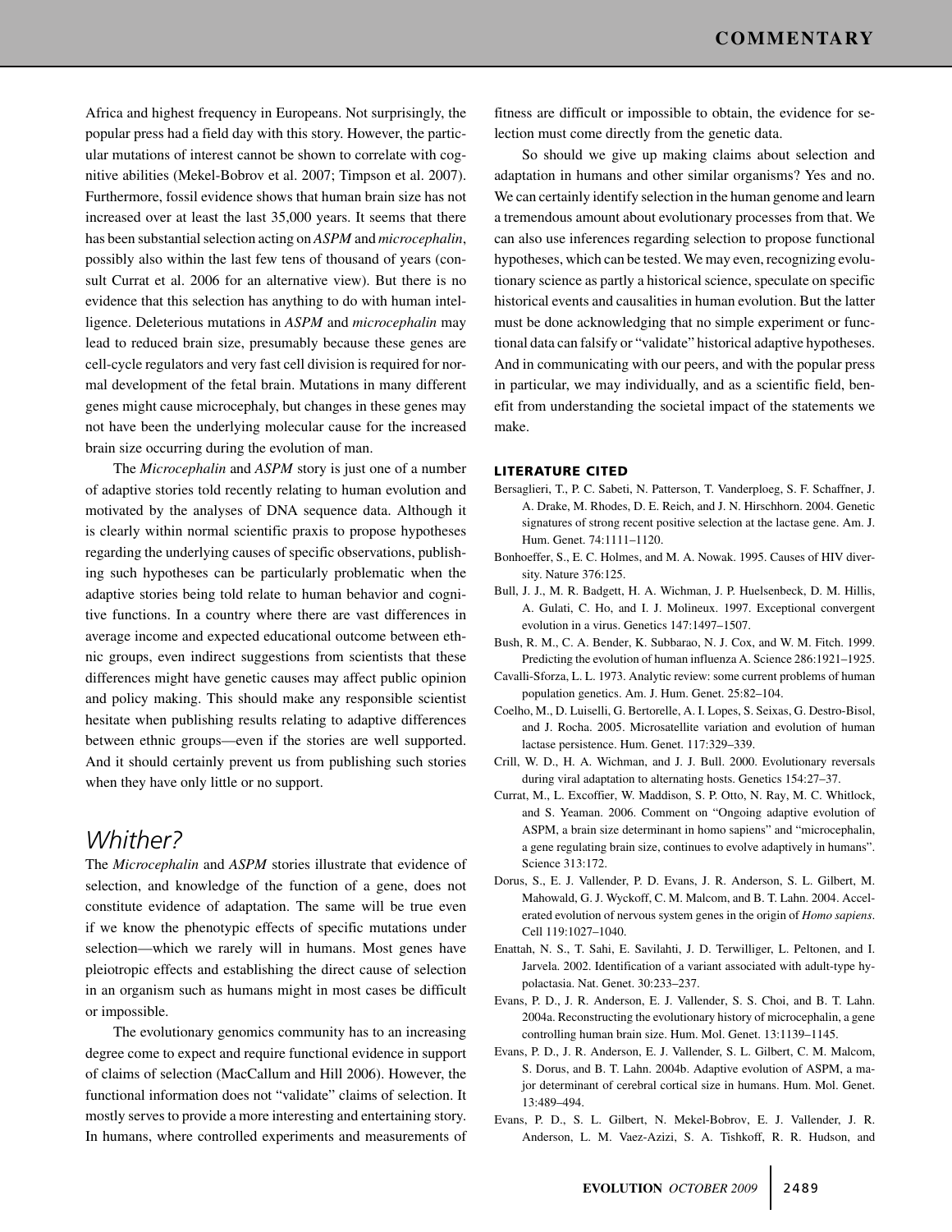Africa and highest frequency in Europeans. Not surprisingly, the popular press had a field day with this story. However, the particular mutations of interest cannot be shown to correlate with cognitive abilities (Mekel-Bobrov et al. 2007; Timpson et al. 2007). Furthermore, fossil evidence shows that human brain size has not increased over at least the last 35,000 years. It seems that there has been substantial selection acting on *ASPM* and *microcephalin*, possibly also within the last few tens of thousand of years (consult Currat et al. 2006 for an alternative view). But there is no evidence that this selection has anything to do with human intelligence. Deleterious mutations in *ASPM* and *microcephalin* may lead to reduced brain size, presumably because these genes are cell-cycle regulators and very fast cell division is required for normal development of the fetal brain. Mutations in many different genes might cause microcephaly, but changes in these genes may not have been the underlying molecular cause for the increased brain size occurring during the evolution of man.

The *Microcephalin* and *ASPM* story is just one of a number of adaptive stories told recently relating to human evolution and motivated by the analyses of DNA sequence data. Although it is clearly within normal scientific praxis to propose hypotheses regarding the underlying causes of specific observations, publishing such hypotheses can be particularly problematic when the adaptive stories being told relate to human behavior and cognitive functions. In a country where there are vast differences in average income and expected educational outcome between ethnic groups, even indirect suggestions from scientists that these differences might have genetic causes may affect public opinion and policy making. This should make any responsible scientist hesitate when publishing results relating to adaptive differences between ethnic groups—even if the stories are well supported. And it should certainly prevent us from publishing such stories when they have only little or no support.

## *Whither?*

The *Microcephalin* and *ASPM* stories illustrate that evidence of selection, and knowledge of the function of a gene, does not constitute evidence of adaptation. The same will be true even if we know the phenotypic effects of specific mutations under selection—which we rarely will in humans. Most genes have pleiotropic effects and establishing the direct cause of selection in an organism such as humans might in most cases be difficult or impossible.

The evolutionary genomics community has to an increasing degree come to expect and require functional evidence in support of claims of selection (MacCallum and Hill 2006). However, the functional information does not "validate" claims of selection. It mostly serves to provide a more interesting and entertaining story. In humans, where controlled experiments and measurements of fitness are difficult or impossible to obtain, the evidence for selection must come directly from the genetic data.

So should we give up making claims about selection and adaptation in humans and other similar organisms? Yes and no. We can certainly identify selection in the human genome and learn a tremendous amount about evolutionary processes from that. We can also use inferences regarding selection to propose functional hypotheses, which can be tested. We may even, recognizing evolutionary science as partly a historical science, speculate on specific historical events and causalities in human evolution. But the latter must be done acknowledging that no simple experiment or functional data can falsify or "validate" historical adaptive hypotheses. And in communicating with our peers, and with the popular press in particular, we may individually, and as a scientific field, benefit from understanding the societal impact of the statements we make.

### LITERATURE CITED

Bersaglieri, T., P. C. Sabeti, N. Patterson, T. Vanderploeg, S. F. Schaffner, J. A. Drake, M. Rhodes, D. E. Reich, and J. N. Hirschhorn. 2004. Genetic signatures of strong recent positive selection at the lactase gene. Am. J. Hum. Genet. 74:1111–1120.

Bonhoeffer, S., E. C. Holmes, and M. A. Nowak. 1995. Causes of HIV diversity. Nature 376:125.

Bull, J. J., M. R. Badgett, H. A. Wichman, J. P. Huelsenbeck, D. M. Hillis, A. Gulati, C. Ho, and I. J. Molineux. 1997. Exceptional convergent evolution in a virus. Genetics 147:1497–1507.

Bush, R. M., C. A. Bender, K. Subbarao, N. J. Cox, and W. M. Fitch. 1999. Predicting the evolution of human influenza A. Science 286:1921–1925.

Cavalli-Sforza, L. L. 1973. Analytic review: some current problems of human population genetics. Am. J. Hum. Genet. 25:82–104.

Coelho, M., D. Luiselli, G. Bertorelle, A. I. Lopes, S. Seixas, G. Destro-Bisol, and J. Rocha. 2005. Microsatellite variation and evolution of human lactase persistence. Hum. Genet. 117:329–339.

Crill, W. D., H. A. Wichman, and J. J. Bull. 2000. Evolutionary reversals during viral adaptation to alternating hosts. Genetics 154:27–37.

Currat, M., L. Excoffier, W. Maddison, S. P. Otto, N. Ray, M. C. Whitlock, and S. Yeaman. 2006. Comment on "Ongoing adaptive evolution of ASPM, a brain size determinant in homo sapiens" and "microcephalin, a gene regulating brain size, continues to evolve adaptively in humans". Science 313:172.

Dorus, S., E. J. Vallender, P. D. Evans, J. R. Anderson, S. L. Gilbert, M. Mahowald, G. J. Wyckoff, C. M. Malcom, and B. T. Lahn. 2004. Accelerated evolution of nervous system genes in the origin of *Homo sapiens*. Cell 119:1027–1040.

Enattah, N. S., T. Sahi, E. Savilahti, J. D. Terwilliger, L. Peltonen, and I. Jarvela. 2002. Identification of a variant associated with adult-type hypolactasia. Nat. Genet. 30:233–237.

Evans, P. D., J. R. Anderson, E. J. Vallender, S. S. Choi, and B. T. Lahn. 2004a. Reconstructing the evolutionary history of microcephalin, a gene controlling human brain size. Hum. Mol. Genet. 13:1139–1145.

Evans, P. D., J. R. Anderson, E. J. Vallender, S. L. Gilbert, C. M. Malcom, S. Dorus, and B. T. Lahn. 2004b. Adaptive evolution of ASPM, a major determinant of cerebral cortical size in humans. Hum. Mol. Genet. 13:489–494.

Evans, P. D., S. L. Gilbert, N. Mekel-Bobrov, E. J. Vallender, J. R. Anderson, L. M. Vaez-Azizi, S. A. Tishkoff, R. R. Hudson, and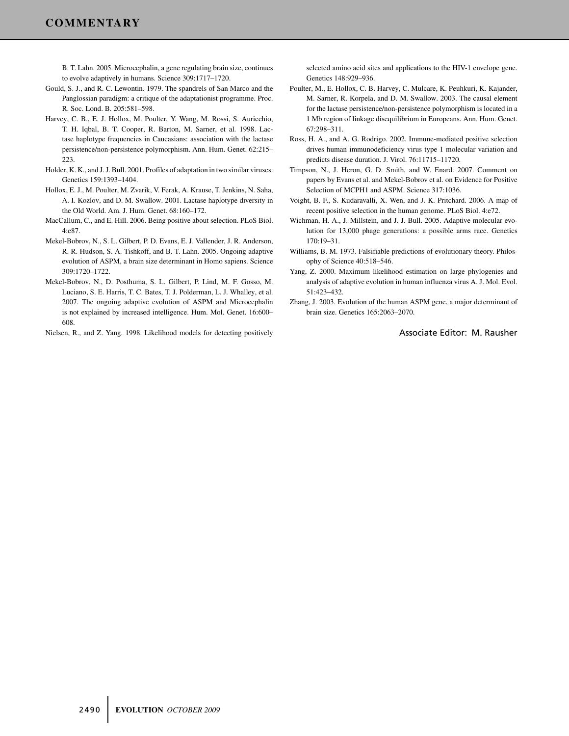B. T. Lahn. 2005. Microcephalin, a gene regulating brain size, continues to evolve adaptively in humans. Science 309:1717–1720.

Gould, S. J., and R. C. Lewontin. 1979. The spandrels of San Marco and the Panglossian paradigm: a critique of the adaptationist programme. Proc. R. Soc. Lond. B. 205:581–598.

Harvey, C. B., E. J. Hollox, M. Poulter, Y. Wang, M. Rossi, S. Auricchio, T. H. Iqbal, B. T. Cooper, R. Barton, M. Sarner, et al. 1998. Lactase haplotype frequencies in Caucasians: association with the lactase persistence/non-persistence polymorphism. Ann. Hum. Genet. 62:215–223.

Holder, K. K., and J. J. Bull. 2001. Profiles of adaptation in two similar viruses. Genetics 159:1393–1404.

Hollox, E. J., M. Poulter, M. Zvarik, V. Ferak, A. Krause, T. Jenkins, N. Saha, A. I. Kozlov, and D. M. Swallow. 2001. Lactase haplotype diversity in the Old World. Am. J. Hum. Genet. 68:160–172.

MacCallum, C., and E. Hill. 2006. Being positive about selection. PLoS Biol. 4:e87.

Mekel-Bobrov, N., S. L. Gilbert, P. D. Evans, E. J. Vallender, J. R. Anderson, R. R. Hudson, S. A. Tishkoff, and B. T. Lahn. 2005. Ongoing adaptive evolution of ASPM, a brain size determinant in Homo sapiens. Science 309:1720–1722.

Mekel-Bobrov, N., D. Posthuma, S. L. Gilbert, P. Lind, M. F. Gosso, M. Luciano, S. E. Harris, T. C. Bates, T. J. Polderman, L. J. Whalley, et al. 2007. The ongoing adaptive evolution of ASPM and Microcephalin is not explained by increased intelligence. Hum. Mol. Genet. 16:600–608.

Nielsen, R., and Z. Yang. 1998. Likelihood models for detecting positively selected amino acid sites and applications to the HIV-1 envelope gene. Genetics 148:929–936.

Poulter, M., E. Hollox, C. B. Harvey, C. Mulcare, K. Peuhkuri, K. Kajander, M. Sarner, R. Korpela, and D. M. Swallow. 2003. The causal element for the lactase persistence/non-persistence polymorphism is located in a 1 Mb region of linkage disequilibrium in Europeans. Ann. Hum. Genet. 67:298–311.

Ross, H. A., and A. G. Rodrigo. 2002. Immune-mediated positive selection drives human immunodeficiency virus type 1 molecular variation and predicts disease duration. J. Virol. 76:11715–11720.

Timpson, N., J. Heron, G. D. Smith, and W. Enard. 2007. Comment on papers by Evans et al. and Mekel-Bobrov et al. on Evidence for Positive Selection of MCPH1 and ASPM. Science 317:1036.

Voight, B. F., S. Kudaravalli, X. Wen, and J. K. Pritchard. 2006. A map of recent positive selection in the human genome. PLoS Biol. 4:e72.

Wichman, H. A., J. Millstein, and J. J. Bull. 2005. Adaptive molecular evolution for 13,000 phage generations: a possible arms race. Genetics 170:19–31.

Williams, B. M. 1973. Falsifiable predictions of evolutionary theory. Philosophy of Science 40:518–546.

Yang, Z. 2000. Maximum likelihood estimation on large phylogenies and analysis of adaptive evolution in human influenza virus A. J. Mol. Evol. 51:423–432.

Zhang, J. 2003. Evolution of the human ASPM gene, a major determinant of brain size. Genetics 165:2063–2070.

Associate Editor: M. Rausher